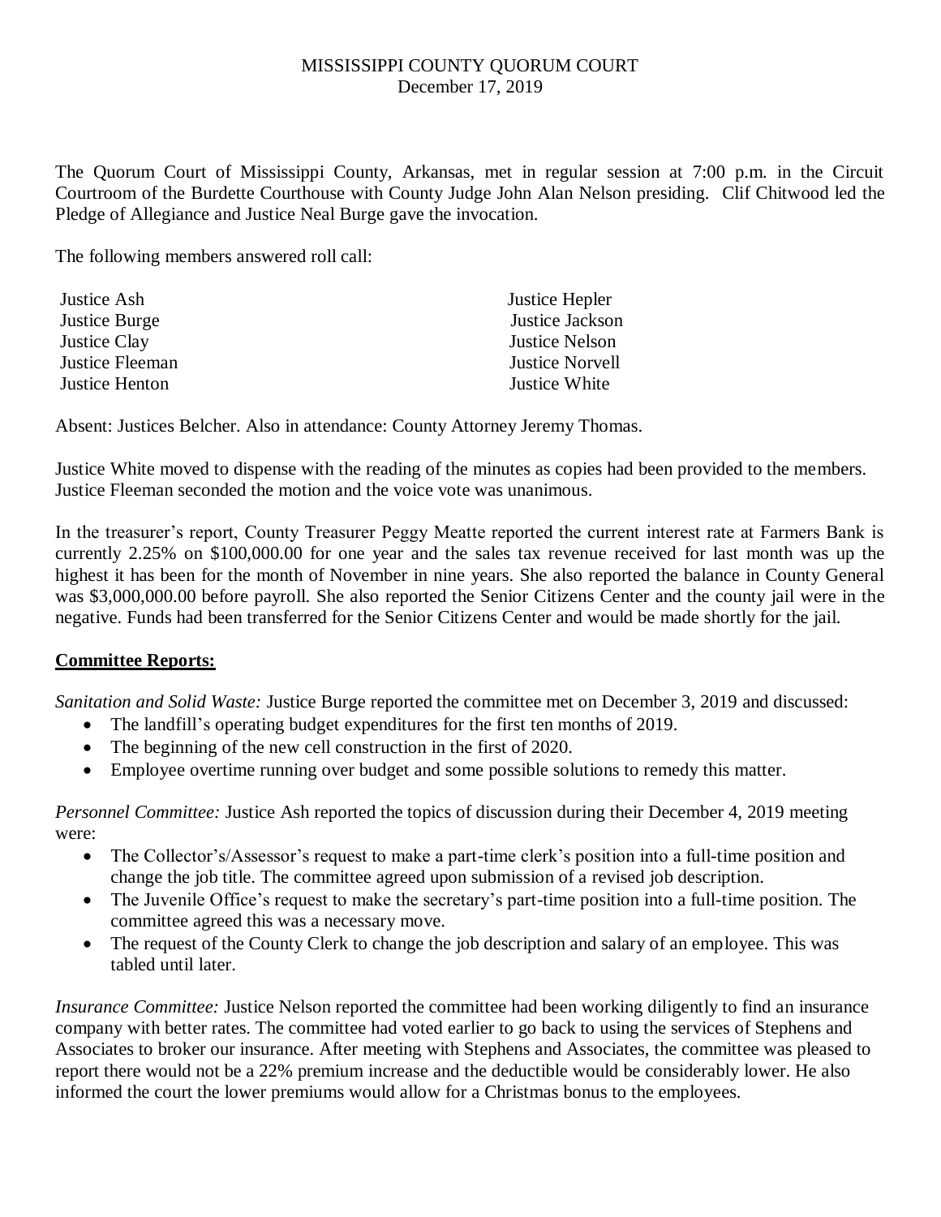MISSISSIPPI COUNTY QUORUM COURT
December 17, 2019

The Quorum Court of Mississippi County, Arkansas, met in regular session at 7:00 p.m. in the Circuit Courtroom of the Burdette Courthouse with County Judge John Alan Nelson presiding. Clif Chitwood led the Pledge of Allegiance and Justice Neal Burge gave the invocation.

The following members answered roll call:

| | |
|---|---|
| Justice Ash | Justice Hepler |
| Justice Burge | Justice Jackson |
| Justice Clay | Justice Nelson |
| Justice Fleeman | Justice Norvell |
| Justice Henton | Justice White |

Absent: Justices Belcher. Also in attendance: County Attorney Jeremy Thomas.

Justice White moved to dispense with the reading of the minutes as copies had been provided to the members. Justice Fleeman seconded the motion and the voice vote was unanimous.

In the treasurer's report, County Treasurer Peggy Meatte reported the current interest rate at Farmers Bank is currently 2.25% on $100,000.00 for one year and the sales tax revenue received for last month was up the highest it has been for the month of November in nine years. She also reported the balance in County General was $3,000,000.00 before payroll. She also reported the Senior Citizens Center and the county jail were in the negative. Funds had been transferred for the Senior Citizens Center and would be made shortly for the jail.

**Committee Reports:**

*Sanitation and Solid Waste:* Justice Burge reported the committee met on December 3, 2019 and discussed:

- The landfill's operating budget expenditures for the first ten months of 2019.
- The beginning of the new cell construction in the first of 2020.
- Employee overtime running over budget and some possible solutions to remedy this matter.

*Personnel Committee:* Justice Ash reported the topics of discussion during their December 4, 2019 meeting were:

- The Collector's/Assessor's request to make a part-time clerk's position into a full-time position and change the job title. The committee agreed upon submission of a revised job description.
- The Juvenile Office's request to make the secretary's part-time position into a full-time position. The committee agreed this was a necessary move.
- The request of the County Clerk to change the job description and salary of an employee. This was tabled until later.

*Insurance Committee:* Justice Nelson reported the committee had been working diligently to find an insurance company with better rates. The committee had voted earlier to go back to using the services of Stephens and Associates to broker our insurance. After meeting with Stephens and Associates, the committee was pleased to report there would not be a 22% premium increase and the deductible would be considerably lower. He also informed the court the lower premiums would allow for a Christmas bonus to the employees.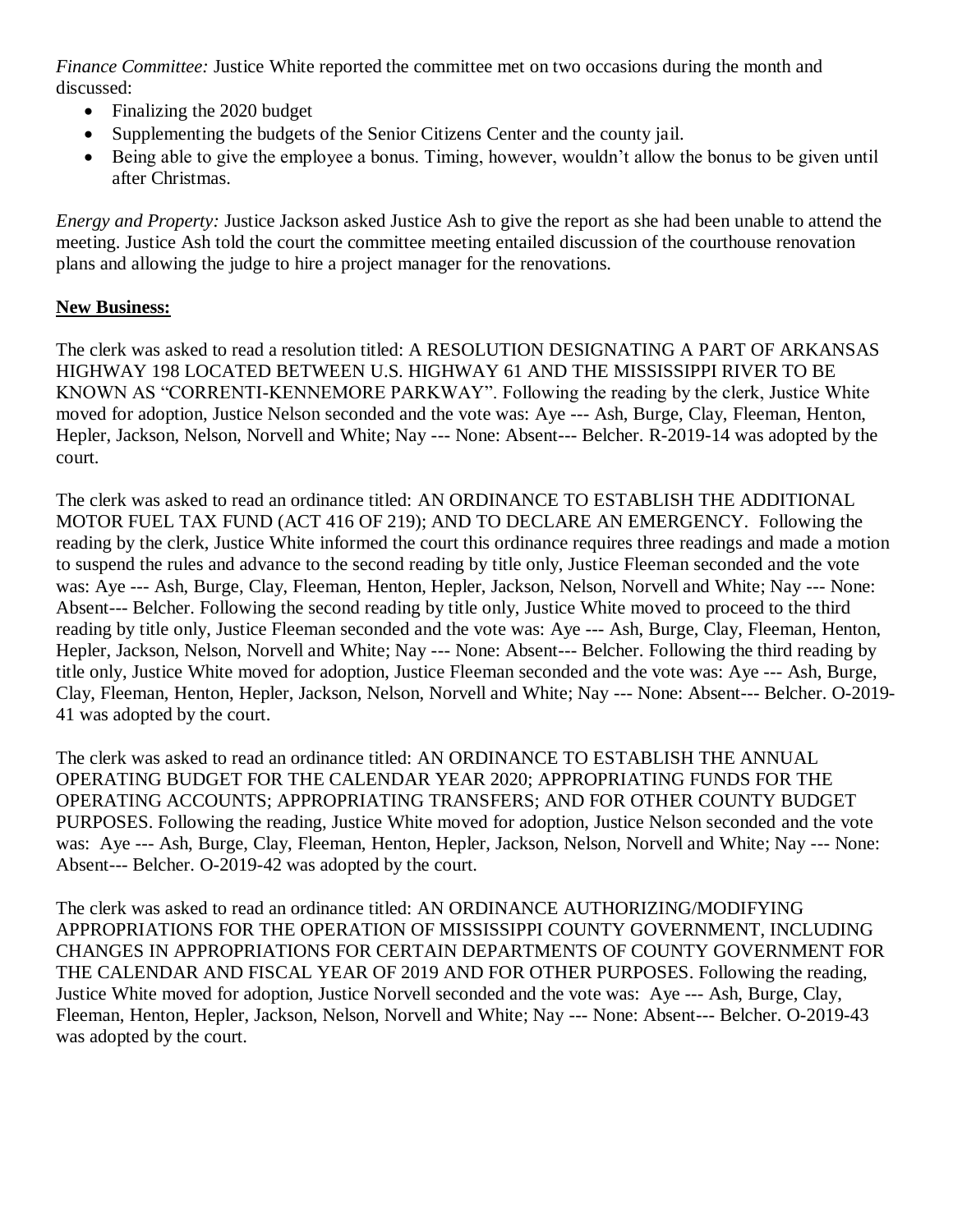*Finance Committee:* Justice White reported the committee met on two occasions during the month and discussed:

- Finalizing the 2020 budget
- Supplementing the budgets of the Senior Citizens Center and the county jail.
- Being able to give the employee a bonus. Timing, however, wouldn't allow the bonus to be given until after Christmas.

*Energy and Property:* Justice Jackson asked Justice Ash to give the report as she had been unable to attend the meeting. Justice Ash told the court the committee meeting entailed discussion of the courthouse renovation plans and allowing the judge to hire a project manager for the renovations.

**New Business:**

The clerk was asked to read a resolution titled: A RESOLUTION DESIGNATING A PART OF ARKANSAS HIGHWAY 198 LOCATED BETWEEN U.S. HIGHWAY 61 AND THE MISSISSIPPI RIVER TO BE KNOWN AS "CORRENTI-KENNEMORE PARKWAY". Following the reading by the clerk, Justice White moved for adoption, Justice Nelson seconded and the vote was: Aye --- Ash, Burge, Clay, Fleeman, Henton, Hepler, Jackson, Nelson, Norvell and White; Nay --- None: Absent--- Belcher. R-2019-14 was adopted by the court.

The clerk was asked to read an ordinance titled: AN ORDINANCE TO ESTABLISH THE ADDITIONAL MOTOR FUEL TAX FUND (ACT 416 OF 219); AND TO DECLARE AN EMERGENCY. Following the reading by the clerk, Justice White informed the court this ordinance requires three readings and made a motion to suspend the rules and advance to the second reading by title only, Justice Fleeman seconded and the vote was: Aye --- Ash, Burge, Clay, Fleeman, Henton, Hepler, Jackson, Nelson, Norvell and White; Nay --- None: Absent--- Belcher. Following the second reading by title only, Justice White moved to proceed to the third reading by title only, Justice Fleeman seconded and the vote was: Aye --- Ash, Burge, Clay, Fleeman, Henton, Hepler, Jackson, Nelson, Norvell and White; Nay --- None: Absent--- Belcher. Following the third reading by title only, Justice White moved for adoption, Justice Fleeman seconded and the vote was: Aye --- Ash, Burge, Clay, Fleeman, Henton, Hepler, Jackson, Nelson, Norvell and White; Nay --- None: Absent--- Belcher. O-2019-41 was adopted by the court.

The clerk was asked to read an ordinance titled: AN ORDINANCE TO ESTABLISH THE ANNUAL OPERATING BUDGET FOR THE CALENDAR YEAR 2020; APPROPRIATING FUNDS FOR THE OPERATING ACCOUNTS; APPROPRIATING TRANSFERS; AND FOR OTHER COUNTY BUDGET PURPOSES. Following the reading, Justice White moved for adoption, Justice Nelson seconded and the vote was: Aye --- Ash, Burge, Clay, Fleeman, Henton, Hepler, Jackson, Nelson, Norvell and White; Nay --- None: Absent--- Belcher. O-2019-42 was adopted by the court.

The clerk was asked to read an ordinance titled: AN ORDINANCE AUTHORIZING/MODIFYING APPROPRIATIONS FOR THE OPERATION OF MISSISSIPPI COUNTY GOVERNMENT, INCLUDING CHANGES IN APPROPRIATIONS FOR CERTAIN DEPARTMENTS OF COUNTY GOVERNMENT FOR THE CALENDAR AND FISCAL YEAR OF 2019 AND FOR OTHER PURPOSES. Following the reading, Justice White moved for adoption, Justice Norvell seconded and the vote was: Aye --- Ash, Burge, Clay, Fleeman, Henton, Hepler, Jackson, Nelson, Norvell and White; Nay --- None: Absent--- Belcher. O-2019-43 was adopted by the court.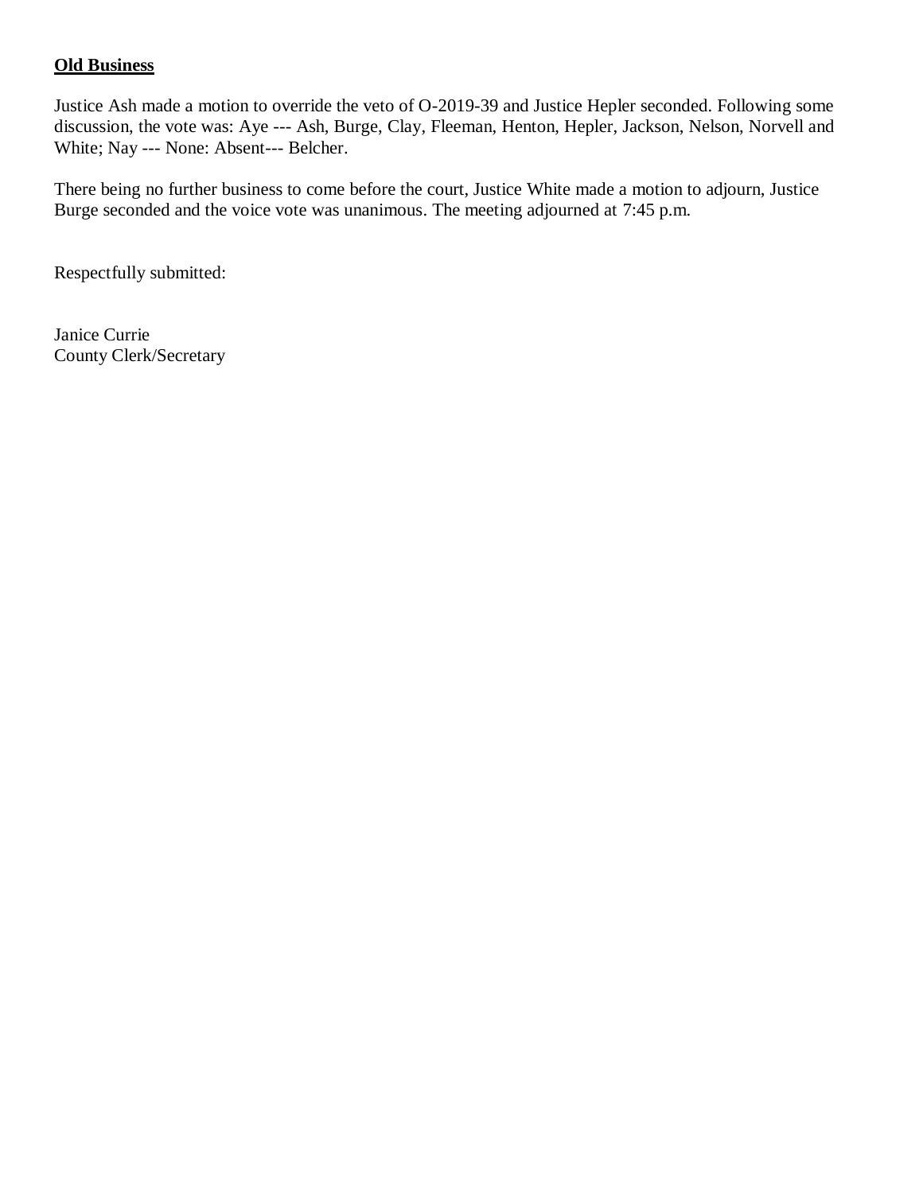**Old Business**

Justice Ash made a motion to override the veto of O-2019-39 and Justice Hepler seconded. Following some discussion, the vote was: Aye --- Ash, Burge, Clay, Fleeman, Henton, Hepler, Jackson, Nelson, Norvell and White; Nay --- None: Absent--- Belcher.

There being no further business to come before the court, Justice White made a motion to adjourn, Justice Burge seconded and the voice vote was unanimous. The meeting adjourned at 7:45 p.m.

Respectfully submitted:

Janice Currie
County Clerk/Secretary